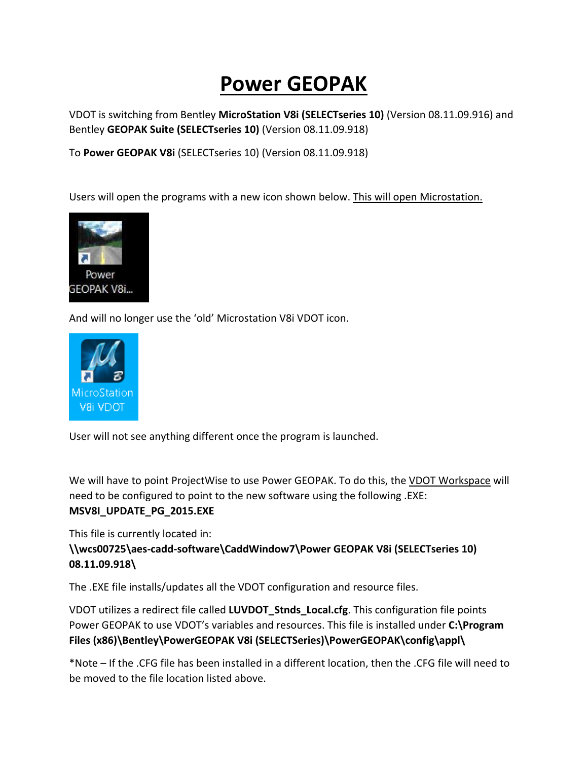# Power GEOPAK

VDOT is switching from Bentley **MicroStation V8i (SELECTseries 10)** (Version 08.11.09.916) and Bentley **GEOPAK Suite (SELECTseries 10)** (Version 08.11.09.918)

To **Power GEOPAK V8i** (SELECTseries 10) (Version 08.11.09.918)

Users will open the programs with a new icon shown below. <u>This will open Microstation.</u>

Power GEOPAK V8i...

And will no longer use the 'old' Microstation V8i VDOT icon.

MicroStation V8i VDOT

User will not see anything different once the program is launched.

We will have to point ProjectWise to use Power GEOPAK. To do this, the <u>VDOT Workspace</u> will need to be configured to point to the new software using the following .EXE: **MSV8I_UPDATE_PG_2015.EXE**

This file is currently located in:
**\\wcs00725\aes-cadd-software\CaddWindow7\Power GEOPAK V8i (SELECTseries 10) 08.11.09.918\**

The .EXE file installs/updates all the VDOT configuration and resource files.

VDOT utilizes a redirect file called **LUVDOT_Stnds_Local.cfg**. This configuration file points Power GEOPAK to use VDOT's variables and resources. This file is installed under **C:\Program Files (x86)\Bentley\PowerGEOPAK V8i (SELECTSeries)\PowerGEOPAK\config\appl\**

*Note – If the .CFG file has been installed in a different location, then the .CFG file will need to be moved to the file location listed above.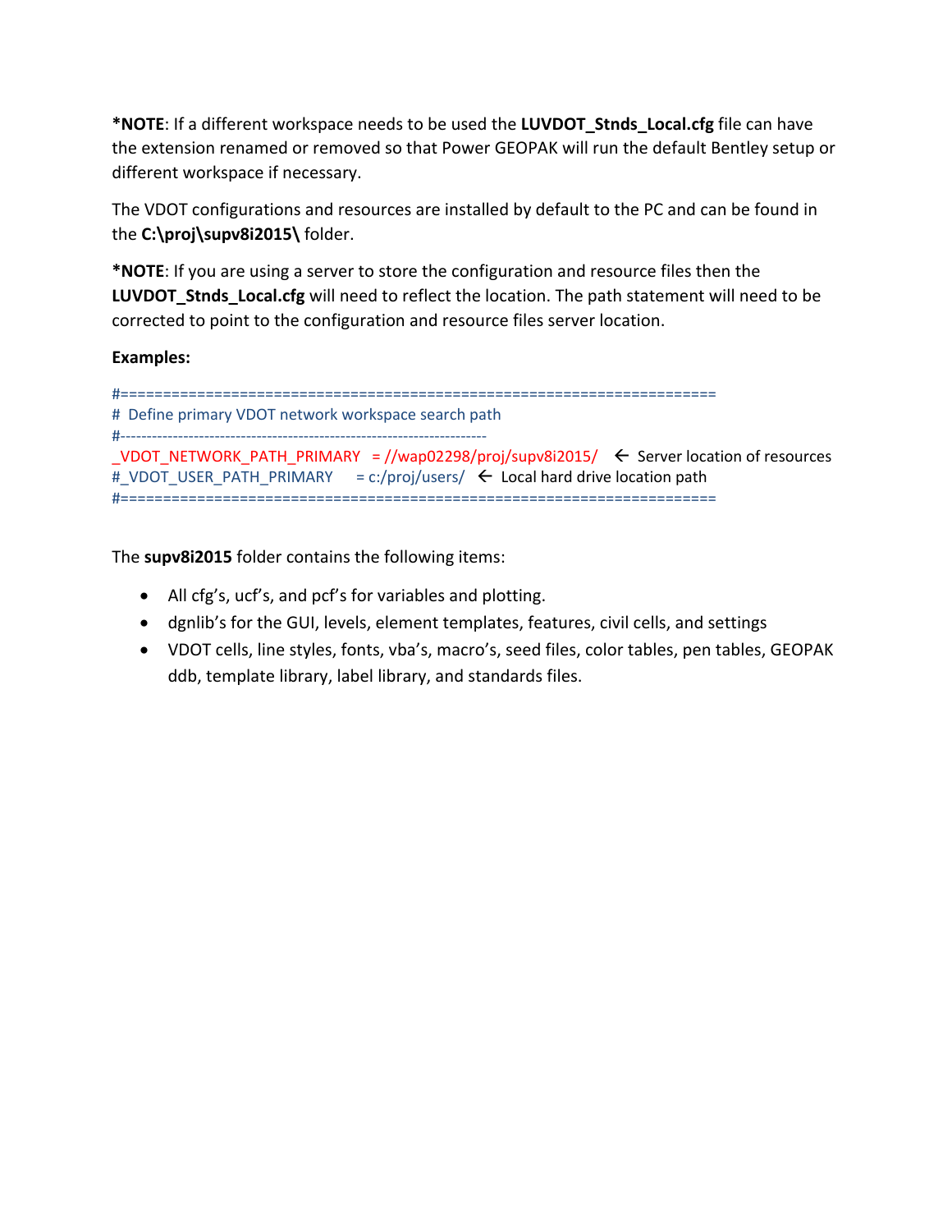***NOTE**: If a different workspace needs to be used the **LUVDOT_Stnds_Local.cfg** file can have the extension renamed or removed so that Power GEOPAK will run the default Bentley setup or different workspace if necessary.

The VDOT configurations and resources are installed by default to the PC and can be found in the **C:\proj\supv8i2015\** folder.

***NOTE**: If you are using a server to store the configuration and resource files then the **LUVDOT_Stnds_Local.cfg** will need to reflect the location. The path statement will need to be corrected to point to the configuration and resource files server location.

**Examples:**

```
#======================================================================
# Define primary VDOT network workspace search path
#----------------------------------------------------------------------
_VDOT_NETWORK_PATH_PRIMARY  = //wap02298/proj/supv8i2015/  ← Server location of resources
#_VDOT_USER_PATH_PRIMARY    = c:/proj/users/  ← Local hard drive location path
#======================================================================
```

The **supv8i2015** folder contains the following items:

- All cfg's, ucf's, and pcf's for variables and plotting.
- dgnlib's for the GUI, levels, element templates, features, civil cells, and settings
- VDOT cells, line styles, fonts, vba's, macro's, seed files, color tables, pen tables, GEOPAK ddb, template library, label library, and standards files.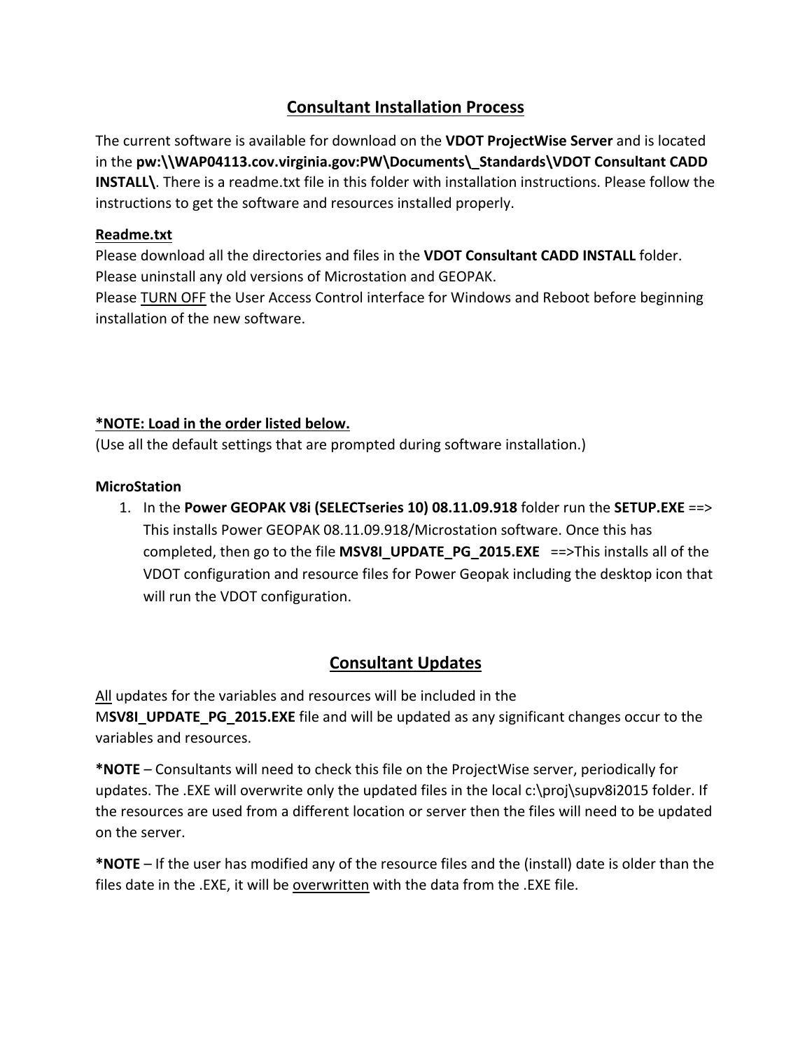## <u>Consultant Installation Process</u>

The current software is available for download on the **VDOT ProjectWise Server** and is located in the **pw:\\WAP04113.cov.virginia.gov:PW\Documents\_Standards\VDOT Consultant CADD INSTALL\**. There is a readme.txt file in this folder with installation instructions. Please follow the instructions to get the software and resources installed properly.

**<u>Readme.txt</u>**
Please download all the directories and files in the **VDOT Consultant CADD INSTALL** folder.
Please uninstall any old versions of Microstation and GEOPAK.
Please <u>TURN OFF</u> the User Access Control interface for Windows and Reboot before beginning installation of the new software.

**<u>*NOTE: Load in the order listed below.</u>**
(Use all the default settings that are prompted during software installation.)

**MicroStation**

1. In the **Power GEOPAK V8i (SELECTseries 10) 08.11.09.918** folder run the **SETUP.EXE** ==> This installs Power GEOPAK 08.11.09.918/Microstation software. Once this has completed, then go to the file **MSV8I_UPDATE_PG_2015.EXE** ==>This installs all of the VDOT configuration and resource files for Power Geopak including the desktop icon that will run the VDOT configuration.

## <u>Consultant Updates</u>

<u>All</u> updates for the variables and resources will be included in the M**SV8I_UPDATE_PG_2015.EXE** file and will be updated as any significant changes occur to the variables and resources.

***NOTE** – Consultants will need to check this file on the ProjectWise server, periodically for updates. The .EXE will overwrite only the updated files in the local c:\proj\supv8i2015 folder. If the resources are used from a different location or server then the files will need to be updated on the server.

***NOTE** – If the user has modified any of the resource files and the (install) date is older than the files date in the .EXE, it will be <u>overwritten</u> with the data from the .EXE file.